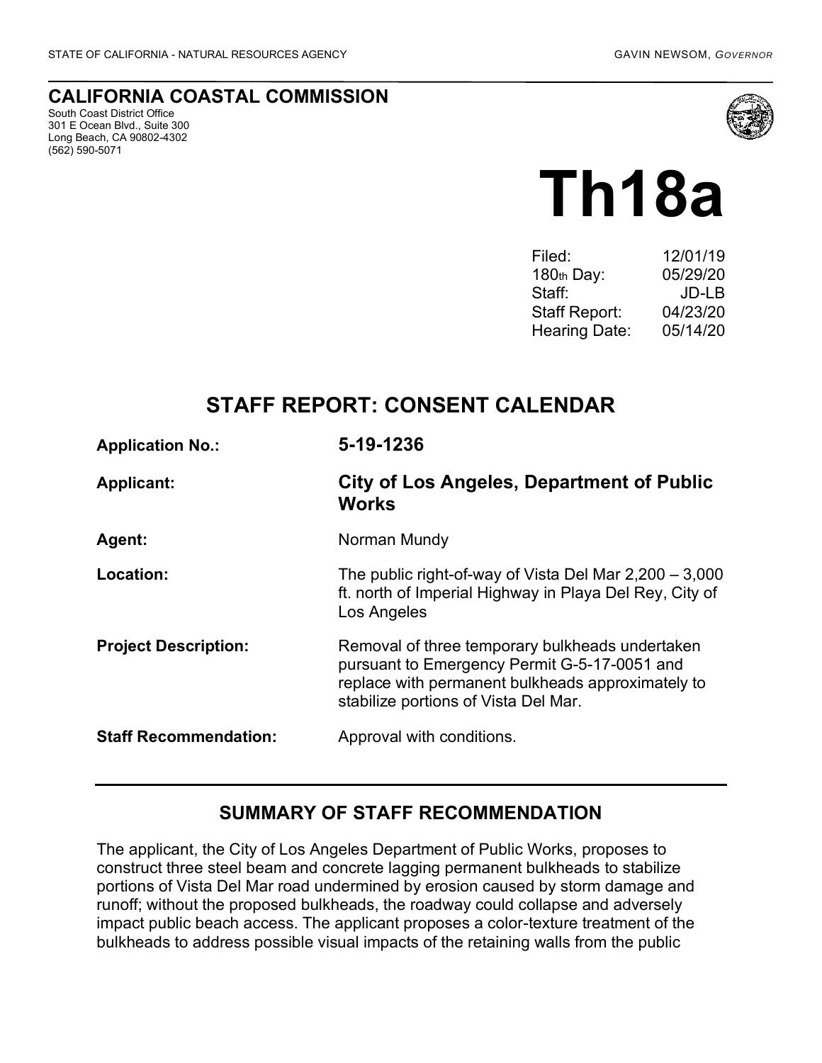STATE OF CALIFORNIA - NATURAL RESOURCES AGENCY — GAVIN NEWSOM, *GOVERNOR*

## CALIFORNIA COASTAL COMMISSION

South Coast District Office
301 E Ocean Blvd., Suite 300
Long Beach, CA 90802-4302
(562) 590-5071

# Th18a

| | |
|---|---|
| Filed: | 12/01/19 |
| 180th Day: | 05/29/20 |
| Staff: | JD-LB |
| Staff Report: | 04/23/20 |
| Hearing Date: | 05/14/20 |

## STAFF REPORT: CONSENT CALENDAR

| | |
|---|---|
| **Application No.:** | **5-19-1236** |
| **Applicant:** | **City of Los Angeles, Department of Public Works** |
| **Agent:** | Norman Mundy |
| **Location:** | The public right-of-way of Vista Del Mar 2,200 – 3,000 ft. north of Imperial Highway in Playa Del Rey, City of Los Angeles |
| **Project Description:** | Removal of three temporary bulkheads undertaken pursuant to Emergency Permit G-5-17-0051 and replace with permanent bulkheads approximately to stabilize portions of Vista Del Mar. |
| **Staff Recommendation:** | Approval with conditions. |

## SUMMARY OF STAFF RECOMMENDATION

The applicant, the City of Los Angeles Department of Public Works, proposes to construct three steel beam and concrete lagging permanent bulkheads to stabilize portions of Vista Del Mar road undermined by erosion caused by storm damage and runoff; without the proposed bulkheads, the roadway could collapse and adversely impact public beach access. The applicant proposes a color-texture treatment of the bulkheads to address possible visual impacts of the retaining walls from the public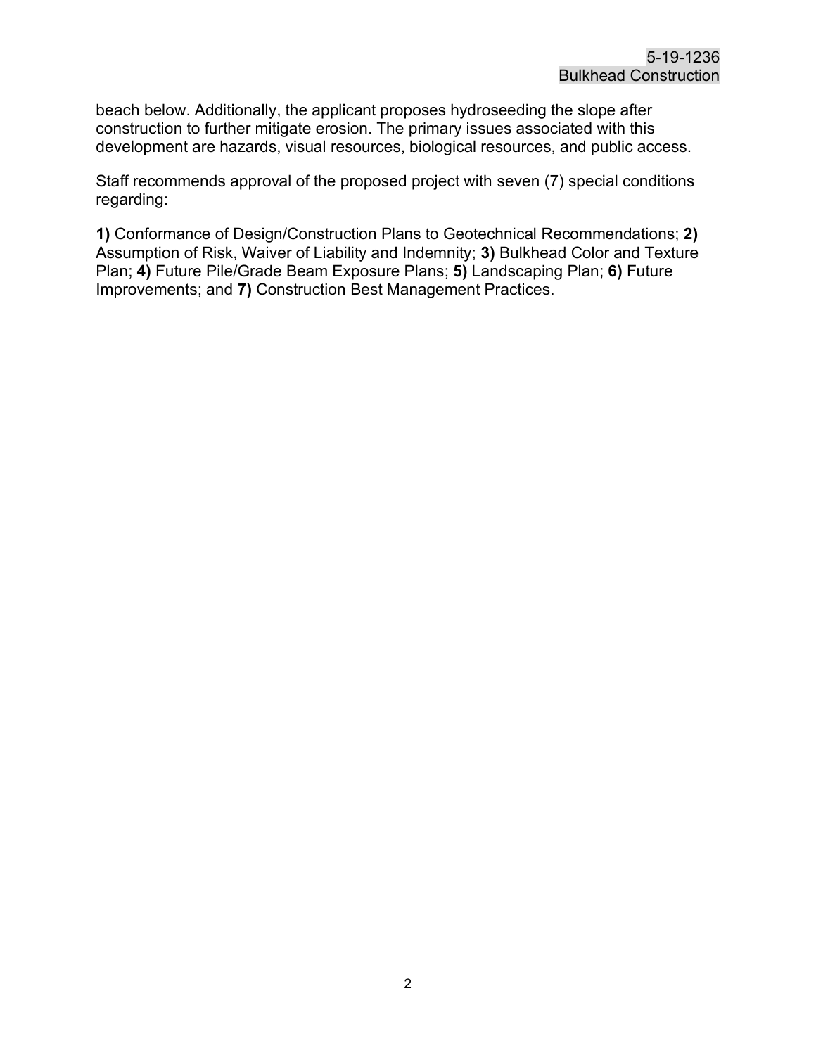beach below. Additionally, the applicant proposes hydroseeding the slope after construction to further mitigate erosion. The primary issues associated with this development are hazards, visual resources, biological resources, and public access.

Staff recommends approval of the proposed project with seven (7) special conditions regarding:

**1)** Conformance of Design/Construction Plans to Geotechnical Recommendations; **2)** Assumption of Risk, Waiver of Liability and Indemnity; **3)** Bulkhead Color and Texture Plan; **4)** Future Pile/Grade Beam Exposure Plans; **5)** Landscaping Plan; **6)** Future Improvements; and **7)** Construction Best Management Practices.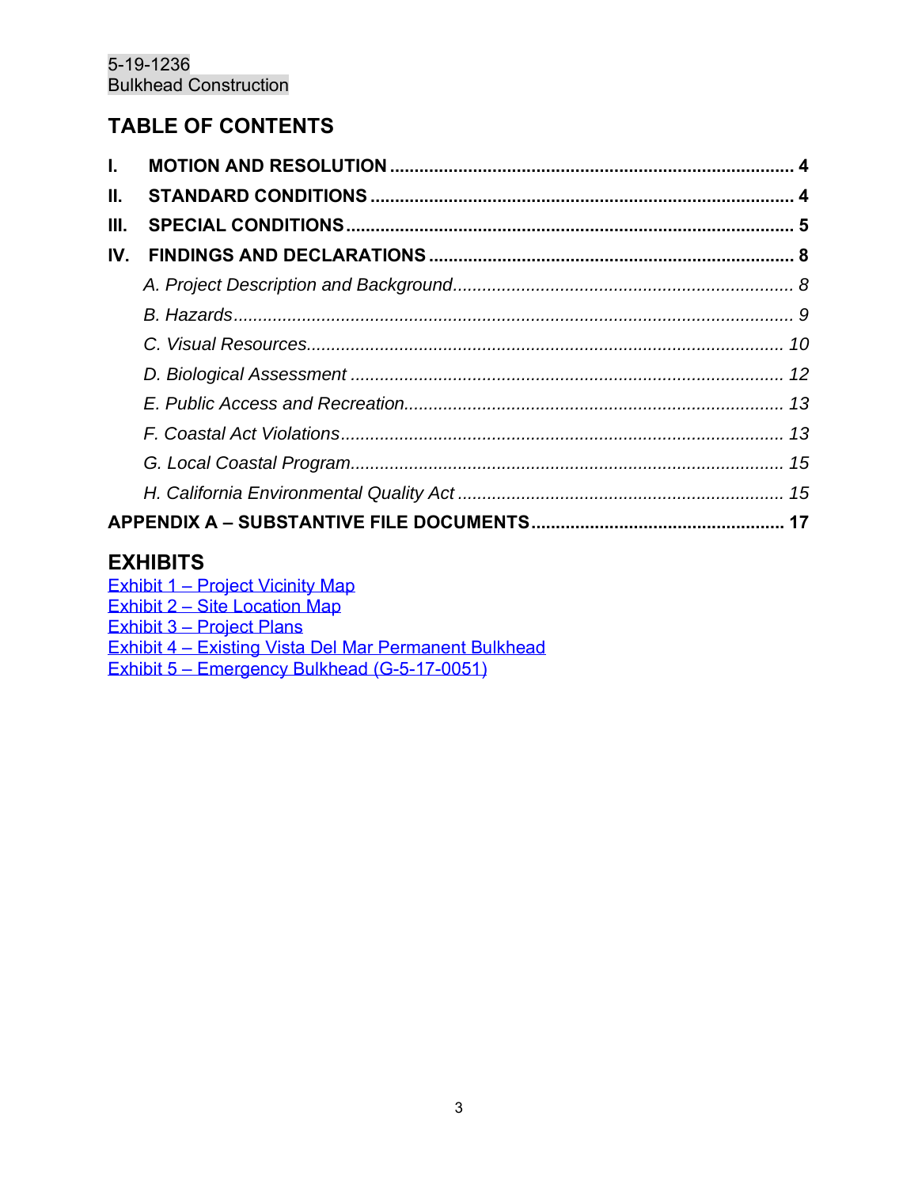## TABLE OF CONTENTS

**I. MOTION AND RESOLUTION** ..... **4**

**II. STANDARD CONDITIONS** ..... **4**

**III. SPECIAL CONDITIONS** ..... **5**

**IV. FINDINGS AND DECLARATIONS** ..... **8**

*A. Project Description and Background* ..... *8*

*B. Hazards* ..... *9*

*C. Visual Resources* ..... *10*

*D. Biological Assessment* ..... *12*

*E. Public Access and Recreation* ..... *13*

*F. Coastal Act Violations* ..... *13*

*G. Local Coastal Program* ..... *15*

*H. California Environmental Quality Act* ..... *15*

**APPENDIX A – SUBSTANTIVE FILE DOCUMENTS** ..... **17**

## EXHIBITS

Exhibit 1 – Project Vicinity Map
Exhibit 2 – Site Location Map
Exhibit 3 – Project Plans
Exhibit 4 – Existing Vista Del Mar Permanent Bulkhead
Exhibit 5 – Emergency Bulkhead (G-5-17-0051)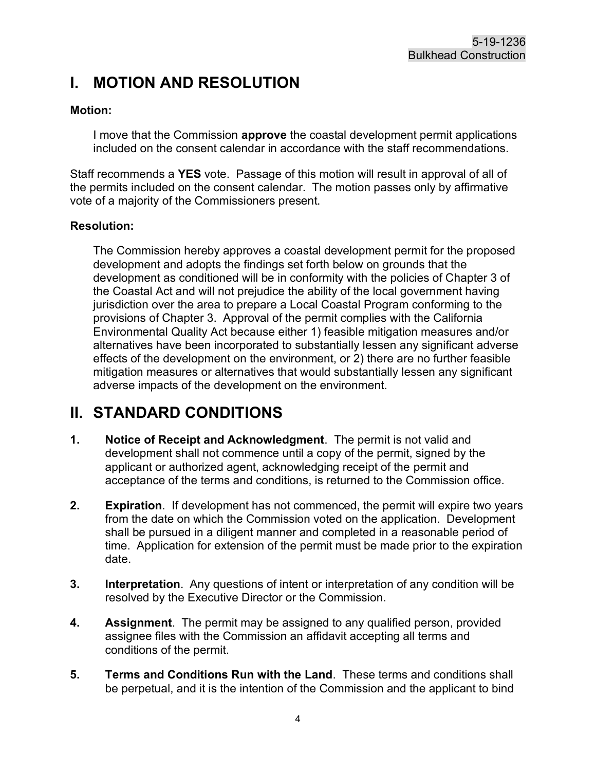# I. MOTION AND RESOLUTION

**Motion:**

I move that the Commission **approve** the coastal development permit applications included on the consent calendar in accordance with the staff recommendations.

Staff recommends a **YES** vote. Passage of this motion will result in approval of all of the permits included on the consent calendar. The motion passes only by affirmative vote of a majority of the Commissioners present.

**Resolution:**

The Commission hereby approves a coastal development permit for the proposed development and adopts the findings set forth below on grounds that the development as conditioned will be in conformity with the policies of Chapter 3 of the Coastal Act and will not prejudice the ability of the local government having jurisdiction over the area to prepare a Local Coastal Program conforming to the provisions of Chapter 3. Approval of the permit complies with the California Environmental Quality Act because either 1) feasible mitigation measures and/or alternatives have been incorporated to substantially lessen any significant adverse effects of the development on the environment, or 2) there are no further feasible mitigation measures or alternatives that would substantially lessen any significant adverse impacts of the development on the environment.

# II. STANDARD CONDITIONS

1. **Notice of Receipt and Acknowledgment**. The permit is not valid and development shall not commence until a copy of the permit, signed by the applicant or authorized agent, acknowledging receipt of the permit and acceptance of the terms and conditions, is returned to the Commission office.

2. **Expiration**. If development has not commenced, the permit will expire two years from the date on which the Commission voted on the application. Development shall be pursued in a diligent manner and completed in a reasonable period of time. Application for extension of the permit must be made prior to the expiration date.

3. **Interpretation**. Any questions of intent or interpretation of any condition will be resolved by the Executive Director or the Commission.

4. **Assignment**. The permit may be assigned to any qualified person, provided assignee files with the Commission an affidavit accepting all terms and conditions of the permit.

5. **Terms and Conditions Run with the Land**. These terms and conditions shall be perpetual, and it is the intention of the Commission and the applicant to bind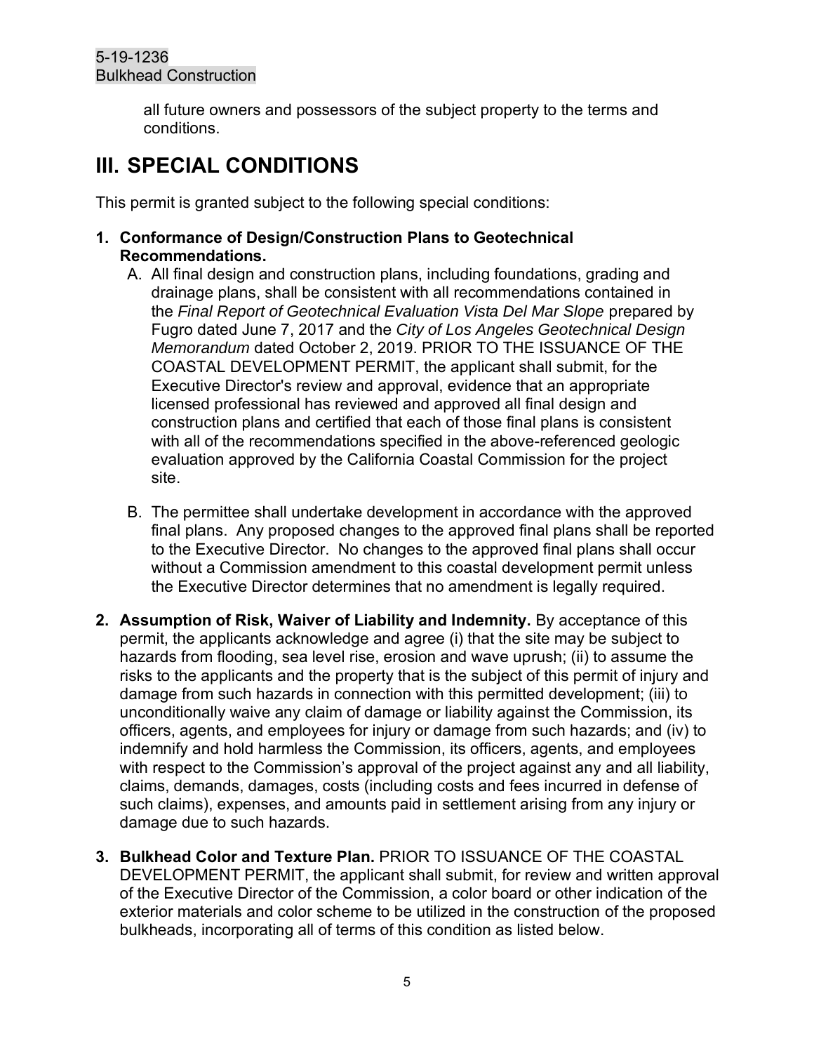all future owners and possessors of the subject property to the terms and conditions.

# III. SPECIAL CONDITIONS

This permit is granted subject to the following special conditions:

1. **Conformance of Design/Construction Plans to Geotechnical Recommendations.**
   A. All final design and construction plans, including foundations, grading and drainage plans, shall be consistent with all recommendations contained in the *Final Report of Geotechnical Evaluation Vista Del Mar Slope* prepared by Fugro dated June 7, 2017 and the *City of Los Angeles Geotechnical Design Memorandum* dated October 2, 2019. PRIOR TO THE ISSUANCE OF THE COASTAL DEVELOPMENT PERMIT, the applicant shall submit, for the Executive Director's review and approval, evidence that an appropriate licensed professional has reviewed and approved all final design and construction plans and certified that each of those final plans is consistent with all of the recommendations specified in the above-referenced geologic evaluation approved by the California Coastal Commission for the project site.

   B. The permittee shall undertake development in accordance with the approved final plans. Any proposed changes to the approved final plans shall be reported to the Executive Director. No changes to the approved final plans shall occur without a Commission amendment to this coastal development permit unless the Executive Director determines that no amendment is legally required.

2. **Assumption of Risk, Waiver of Liability and Indemnity.** By acceptance of this permit, the applicants acknowledge and agree (i) that the site may be subject to hazards from flooding, sea level rise, erosion and wave uprush; (ii) to assume the risks to the applicants and the property that is the subject of this permit of injury and damage from such hazards in connection with this permitted development; (iii) to unconditionally waive any claim of damage or liability against the Commission, its officers, agents, and employees for injury or damage from such hazards; and (iv) to indemnify and hold harmless the Commission, its officers, agents, and employees with respect to the Commission's approval of the project against any and all liability, claims, demands, damages, costs (including costs and fees incurred in defense of such claims), expenses, and amounts paid in settlement arising from any injury or damage due to such hazards.

3. **Bulkhead Color and Texture Plan.** PRIOR TO ISSUANCE OF THE COASTAL DEVELOPMENT PERMIT, the applicant shall submit, for review and written approval of the Executive Director of the Commission, a color board or other indication of the exterior materials and color scheme to be utilized in the construction of the proposed bulkheads, incorporating all of terms of this condition as listed below.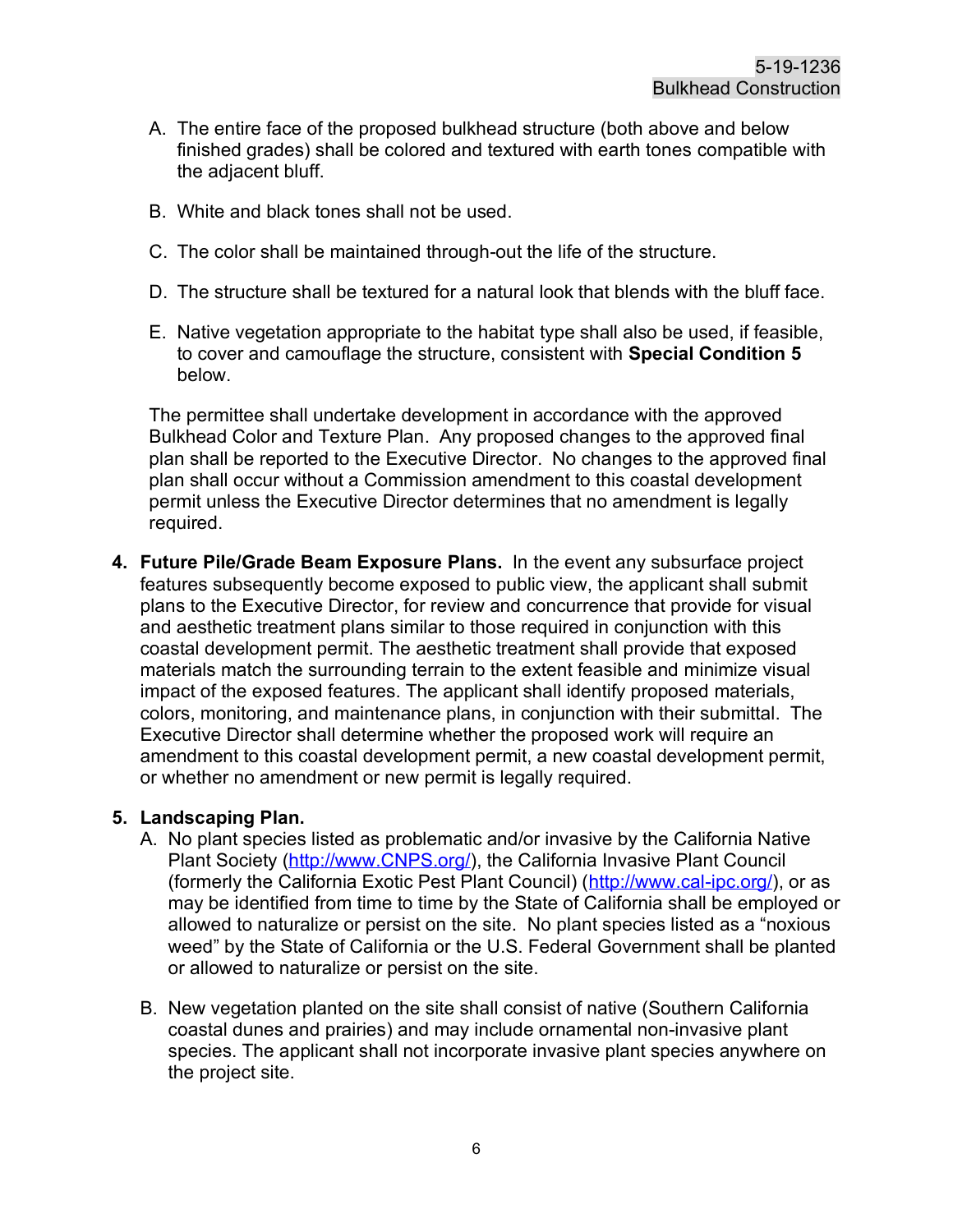A. The entire face of the proposed bulkhead structure (both above and below finished grades) shall be colored and textured with earth tones compatible with the adjacent bluff.

B. White and black tones shall not be used.

C. The color shall be maintained through-out the life of the structure.

D. The structure shall be textured for a natural look that blends with the bluff face.

E. Native vegetation appropriate to the habitat type shall also be used, if feasible, to cover and camouflage the structure, consistent with **Special Condition 5** below.

The permittee shall undertake development in accordance with the approved Bulkhead Color and Texture Plan. Any proposed changes to the approved final plan shall be reported to the Executive Director. No changes to the approved final plan shall occur without a Commission amendment to this coastal development permit unless the Executive Director determines that no amendment is legally required.

4. **Future Pile/Grade Beam Exposure Plans.** In the event any subsurface project features subsequently become exposed to public view, the applicant shall submit plans to the Executive Director, for review and concurrence that provide for visual and aesthetic treatment plans similar to those required in conjunction with this coastal development permit. The aesthetic treatment shall provide that exposed materials match the surrounding terrain to the extent feasible and minimize visual impact of the exposed features. The applicant shall identify proposed materials, colors, monitoring, and maintenance plans, in conjunction with their submittal. The Executive Director shall determine whether the proposed work will require an amendment to this coastal development permit, a new coastal development permit, or whether no amendment or new permit is legally required.

5. **Landscaping Plan.**

   A. No plant species listed as problematic and/or invasive by the California Native Plant Society (http://www.CNPS.org/), the California Invasive Plant Council (formerly the California Exotic Pest Plant Council) (http://www.cal-ipc.org/), or as may be identified from time to time by the State of California shall be employed or allowed to naturalize or persist on the site. No plant species listed as a "noxious weed" by the State of California or the U.S. Federal Government shall be planted or allowed to naturalize or persist on the site.

   B. New vegetation planted on the site shall consist of native (Southern California coastal dunes and prairies) and may include ornamental non-invasive plant species. The applicant shall not incorporate invasive plant species anywhere on the project site.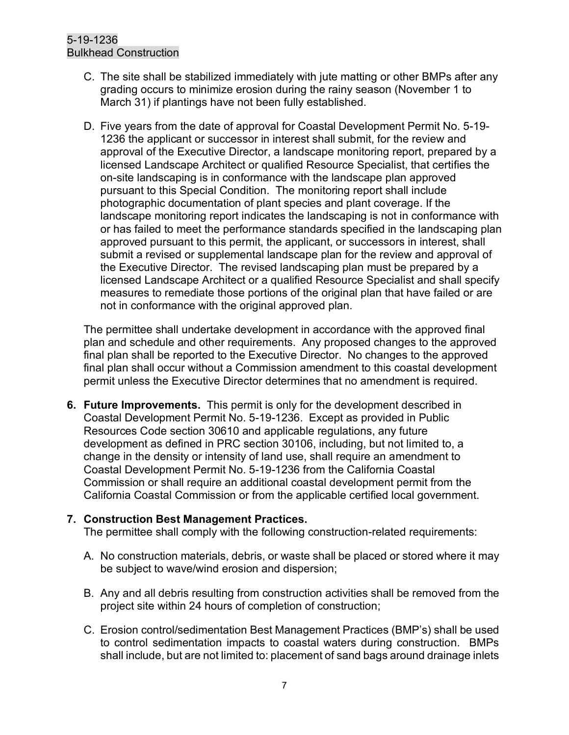C. The site shall be stabilized immediately with jute matting or other BMPs after any grading occurs to minimize erosion during the rainy season (November 1 to March 31) if plantings have not been fully established.

D. Five years from the date of approval for Coastal Development Permit No. 5-19-1236 the applicant or successor in interest shall submit, for the review and approval of the Executive Director, a landscape monitoring report, prepared by a licensed Landscape Architect or qualified Resource Specialist, that certifies the on-site landscaping is in conformance with the landscape plan approved pursuant to this Special Condition. The monitoring report shall include photographic documentation of plant species and plant coverage. If the landscape monitoring report indicates the landscaping is not in conformance with or has failed to meet the performance standards specified in the landscaping plan approved pursuant to this permit, the applicant, or successors in interest, shall submit a revised or supplemental landscape plan for the review and approval of the Executive Director. The revised landscaping plan must be prepared by a licensed Landscape Architect or a qualified Resource Specialist and shall specify measures to remediate those portions of the original plan that have failed or are not in conformance with the original approved plan.

The permittee shall undertake development in accordance with the approved final plan and schedule and other requirements. Any proposed changes to the approved final plan shall be reported to the Executive Director. No changes to the approved final plan shall occur without a Commission amendment to this coastal development permit unless the Executive Director determines that no amendment is required.

6. **Future Improvements.** This permit is only for the development described in Coastal Development Permit No. 5-19-1236. Except as provided in Public Resources Code section 30610 and applicable regulations, any future development as defined in PRC section 30106, including, but not limited to, a change in the density or intensity of land use, shall require an amendment to Coastal Development Permit No. 5-19-1236 from the California Coastal Commission or shall require an additional coastal development permit from the California Coastal Commission or from the applicable certified local government.

7. **Construction Best Management Practices.**
   The permittee shall comply with the following construction-related requirements:

   A. No construction materials, debris, or waste shall be placed or stored where it may be subject to wave/wind erosion and dispersion;

   B. Any and all debris resulting from construction activities shall be removed from the project site within 24 hours of completion of construction;

   C. Erosion control/sedimentation Best Management Practices (BMP's) shall be used to control sedimentation impacts to coastal waters during construction. BMPs shall include, but are not limited to: placement of sand bags around drainage inlets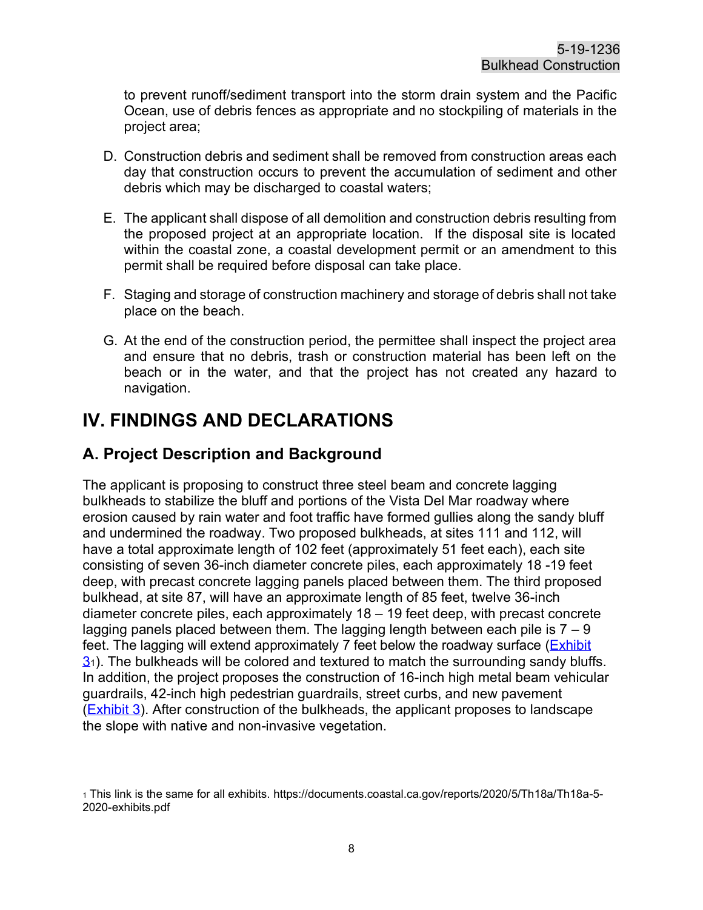to prevent runoff/sediment transport into the storm drain system and the Pacific Ocean, use of debris fences as appropriate and no stockpiling of materials in the project area;

D. Construction debris and sediment shall be removed from construction areas each day that construction occurs to prevent the accumulation of sediment and other debris which may be discharged to coastal waters;

E. The applicant shall dispose of all demolition and construction debris resulting from the proposed project at an appropriate location. If the disposal site is located within the coastal zone, a coastal development permit or an amendment to this permit shall be required before disposal can take place.

F. Staging and storage of construction machinery and storage of debris shall not take place on the beach.

G. At the end of the construction period, the permittee shall inspect the project area and ensure that no debris, trash or construction material has been left on the beach or in the water, and that the project has not created any hazard to navigation.

# IV. FINDINGS AND DECLARATIONS

## A. Project Description and Background

The applicant is proposing to construct three steel beam and concrete lagging bulkheads to stabilize the bluff and portions of the Vista Del Mar roadway where erosion caused by rain water and foot traffic have formed gullies along the sandy bluff and undermined the roadway. Two proposed bulkheads, at sites 111 and 112, will have a total approximate length of 102 feet (approximately 51 feet each), each site consisting of seven 36-inch diameter concrete piles, each approximately 18 -19 feet deep, with precast concrete lagging panels placed between them. The third proposed bulkhead, at site 87, will have an approximate length of 85 feet, twelve 36-inch diameter concrete piles, each approximately 18 – 19 feet deep, with precast concrete lagging panels placed between them. The lagging length between each pile is 7 – 9 feet. The lagging will extend approximately 7 feet below the roadway surface (Exhibit 3[1]). The bulkheads will be colored and textured to match the surrounding sandy bluffs. In addition, the project proposes the construction of 16-inch high metal beam vehicular guardrails, 42-inch high pedestrian guardrails, street curbs, and new pavement (Exhibit 3). After construction of the bulkheads, the applicant proposes to landscape the slope with native and non-invasive vegetation.

[1] This link is the same for all exhibits. https://documents.coastal.ca.gov/reports/2020/5/Th18a/Th18a-5-2020-exhibits.pdf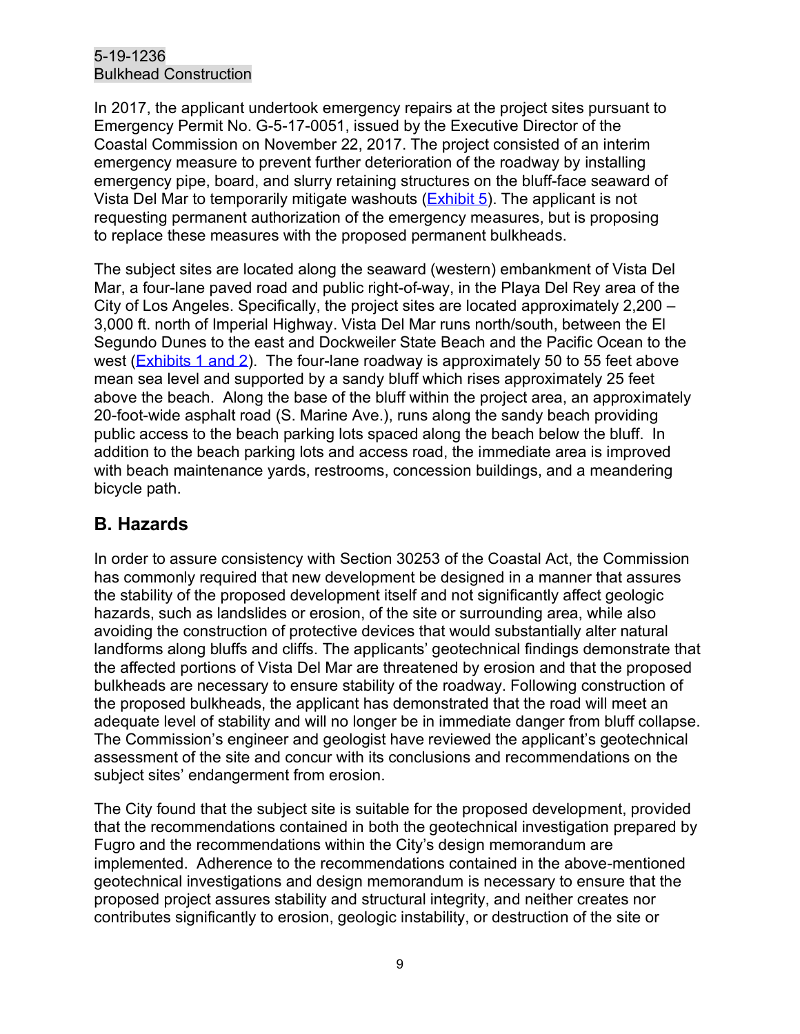In 2017, the applicant undertook emergency repairs at the project sites pursuant to Emergency Permit No. G-5-17-0051, issued by the Executive Director of the Coastal Commission on November 22, 2017. The project consisted of an interim emergency measure to prevent further deterioration of the roadway by installing emergency pipe, board, and slurry retaining structures on the bluff-face seaward of Vista Del Mar to temporarily mitigate washouts (Exhibit 5). The applicant is not requesting permanent authorization of the emergency measures, but is proposing to replace these measures with the proposed permanent bulkheads.

The subject sites are located along the seaward (western) embankment of Vista Del Mar, a four-lane paved road and public right-of-way, in the Playa Del Rey area of the City of Los Angeles. Specifically, the project sites are located approximately 2,200 – 3,000 ft. north of Imperial Highway. Vista Del Mar runs north/south, between the El Segundo Dunes to the east and Dockweiler State Beach and the Pacific Ocean to the west (Exhibits 1 and 2). The four-lane roadway is approximately 50 to 55 feet above mean sea level and supported by a sandy bluff which rises approximately 25 feet above the beach. Along the base of the bluff within the project area, an approximately 20-foot-wide asphalt road (S. Marine Ave.), runs along the sandy beach providing public access to the beach parking lots spaced along the beach below the bluff. In addition to the beach parking lots and access road, the immediate area is improved with beach maintenance yards, restrooms, concession buildings, and a meandering bicycle path.

## B. Hazards

In order to assure consistency with Section 30253 of the Coastal Act, the Commission has commonly required that new development be designed in a manner that assures the stability of the proposed development itself and not significantly affect geologic hazards, such as landslides or erosion, of the site or surrounding area, while also avoiding the construction of protective devices that would substantially alter natural landforms along bluffs and cliffs. The applicants' geotechnical findings demonstrate that the affected portions of Vista Del Mar are threatened by erosion and that the proposed bulkheads are necessary to ensure stability of the roadway. Following construction of the proposed bulkheads, the applicant has demonstrated that the road will meet an adequate level of stability and will no longer be in immediate danger from bluff collapse. The Commission's engineer and geologist have reviewed the applicant's geotechnical assessment of the site and concur with its conclusions and recommendations on the subject sites' endangerment from erosion.

The City found that the subject site is suitable for the proposed development, provided that the recommendations contained in both the geotechnical investigation prepared by Fugro and the recommendations within the City's design memorandum are implemented. Adherence to the recommendations contained in the above-mentioned geotechnical investigations and design memorandum is necessary to ensure that the proposed project assures stability and structural integrity, and neither creates nor contributes significantly to erosion, geologic instability, or destruction of the site or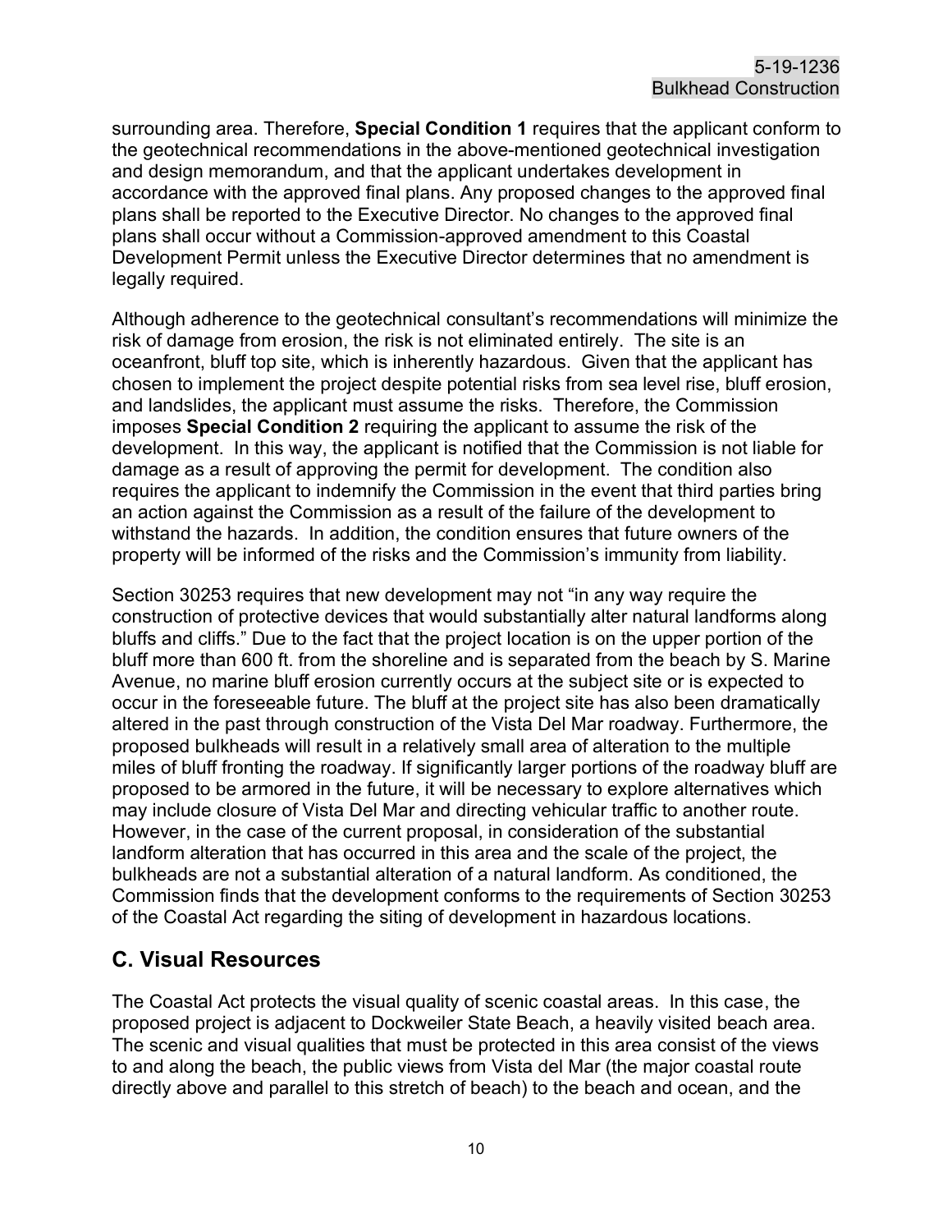surrounding area. Therefore, **Special Condition 1** requires that the applicant conform to the geotechnical recommendations in the above-mentioned geotechnical investigation and design memorandum, and that the applicant undertakes development in accordance with the approved final plans. Any proposed changes to the approved final plans shall be reported to the Executive Director. No changes to the approved final plans shall occur without a Commission-approved amendment to this Coastal Development Permit unless the Executive Director determines that no amendment is legally required.

Although adherence to the geotechnical consultant's recommendations will minimize the risk of damage from erosion, the risk is not eliminated entirely. The site is an oceanfront, bluff top site, which is inherently hazardous. Given that the applicant has chosen to implement the project despite potential risks from sea level rise, bluff erosion, and landslides, the applicant must assume the risks. Therefore, the Commission imposes **Special Condition 2** requiring the applicant to assume the risk of the development. In this way, the applicant is notified that the Commission is not liable for damage as a result of approving the permit for development. The condition also requires the applicant to indemnify the Commission in the event that third parties bring an action against the Commission as a result of the failure of the development to withstand the hazards. In addition, the condition ensures that future owners of the property will be informed of the risks and the Commission's immunity from liability.

Section 30253 requires that new development may not "in any way require the construction of protective devices that would substantially alter natural landforms along bluffs and cliffs." Due to the fact that the project location is on the upper portion of the bluff more than 600 ft. from the shoreline and is separated from the beach by S. Marine Avenue, no marine bluff erosion currently occurs at the subject site or is expected to occur in the foreseeable future. The bluff at the project site has also been dramatically altered in the past through construction of the Vista Del Mar roadway. Furthermore, the proposed bulkheads will result in a relatively small area of alteration to the multiple miles of bluff fronting the roadway. If significantly larger portions of the roadway bluff are proposed to be armored in the future, it will be necessary to explore alternatives which may include closure of Vista Del Mar and directing vehicular traffic to another route. However, in the case of the current proposal, in consideration of the substantial landform alteration that has occurred in this area and the scale of the project, the bulkheads are not a substantial alteration of a natural landform. As conditioned, the Commission finds that the development conforms to the requirements of Section 30253 of the Coastal Act regarding the siting of development in hazardous locations.

## C. Visual Resources

The Coastal Act protects the visual quality of scenic coastal areas. In this case, the proposed project is adjacent to Dockweiler State Beach, a heavily visited beach area. The scenic and visual qualities that must be protected in this area consist of the views to and along the beach, the public views from Vista del Mar (the major coastal route directly above and parallel to this stretch of beach) to the beach and ocean, and the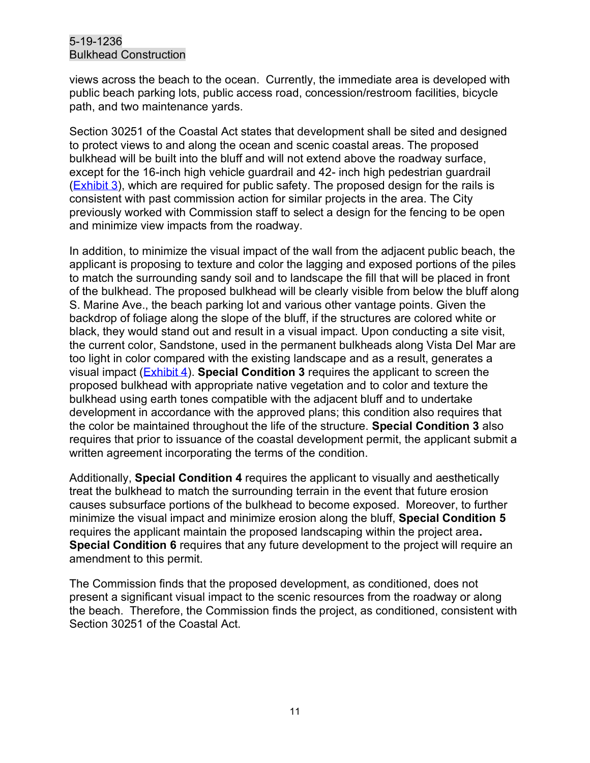views across the beach to the ocean. Currently, the immediate area is developed with public beach parking lots, public access road, concession/restroom facilities, bicycle path, and two maintenance yards.

Section 30251 of the Coastal Act states that development shall be sited and designed to protect views to and along the ocean and scenic coastal areas. The proposed bulkhead will be built into the bluff and will not extend above the roadway surface, except for the 16-inch high vehicle guardrail and 42- inch high pedestrian guardrail (Exhibit 3), which are required for public safety. The proposed design for the rails is consistent with past commission action for similar projects in the area. The City previously worked with Commission staff to select a design for the fencing to be open and minimize view impacts from the roadway.

In addition, to minimize the visual impact of the wall from the adjacent public beach, the applicant is proposing to texture and color the lagging and exposed portions of the piles to match the surrounding sandy soil and to landscape the fill that will be placed in front of the bulkhead. The proposed bulkhead will be clearly visible from below the bluff along S. Marine Ave., the beach parking lot and various other vantage points. Given the backdrop of foliage along the slope of the bluff, if the structures are colored white or black, they would stand out and result in a visual impact. Upon conducting a site visit, the current color, Sandstone, used in the permanent bulkheads along Vista Del Mar are too light in color compared with the existing landscape and as a result, generates a visual impact (Exhibit 4). **Special Condition 3** requires the applicant to screen the proposed bulkhead with appropriate native vegetation and to color and texture the bulkhead using earth tones compatible with the adjacent bluff and to undertake development in accordance with the approved plans; this condition also requires that the color be maintained throughout the life of the structure. **Special Condition 3** also requires that prior to issuance of the coastal development permit, the applicant submit a written agreement incorporating the terms of the condition.

Additionally, **Special Condition 4** requires the applicant to visually and aesthetically treat the bulkhead to match the surrounding terrain in the event that future erosion causes subsurface portions of the bulkhead to become exposed. Moreover, to further minimize the visual impact and minimize erosion along the bluff, **Special Condition 5** requires the applicant maintain the proposed landscaping within the project area. **Special Condition 6** requires that any future development to the project will require an amendment to this permit.

The Commission finds that the proposed development, as conditioned, does not present a significant visual impact to the scenic resources from the roadway or along the beach. Therefore, the Commission finds the project, as conditioned, consistent with Section 30251 of the Coastal Act.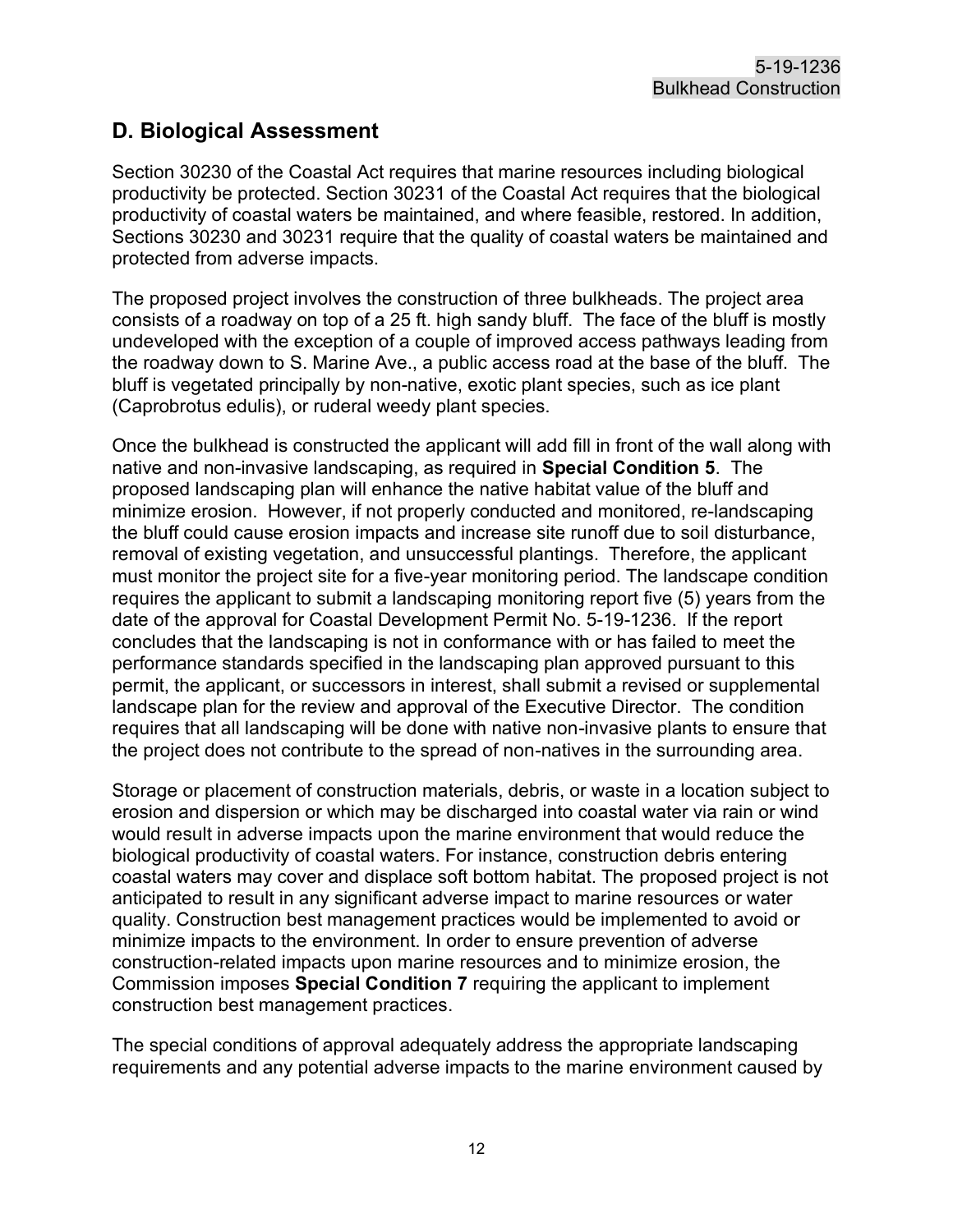## D. Biological Assessment

Section 30230 of the Coastal Act requires that marine resources including biological productivity be protected. Section 30231 of the Coastal Act requires that the biological productivity of coastal waters be maintained, and where feasible, restored. In addition, Sections 30230 and 30231 require that the quality of coastal waters be maintained and protected from adverse impacts.

The proposed project involves the construction of three bulkheads. The project area consists of a roadway on top of a 25 ft. high sandy bluff. The face of the bluff is mostly undeveloped with the exception of a couple of improved access pathways leading from the roadway down to S. Marine Ave., a public access road at the base of the bluff. The bluff is vegetated principally by non-native, exotic plant species, such as ice plant (Caprobrotus edulis), or ruderal weedy plant species.

Once the bulkhead is constructed the applicant will add fill in front of the wall along with native and non-invasive landscaping, as required in **Special Condition 5**. The proposed landscaping plan will enhance the native habitat value of the bluff and minimize erosion. However, if not properly conducted and monitored, re-landscaping the bluff could cause erosion impacts and increase site runoff due to soil disturbance, removal of existing vegetation, and unsuccessful plantings. Therefore, the applicant must monitor the project site for a five-year monitoring period. The landscape condition requires the applicant to submit a landscaping monitoring report five (5) years from the date of the approval for Coastal Development Permit No. 5-19-1236. If the report concludes that the landscaping is not in conformance with or has failed to meet the performance standards specified in the landscaping plan approved pursuant to this permit, the applicant, or successors in interest, shall submit a revised or supplemental landscape plan for the review and approval of the Executive Director. The condition requires that all landscaping will be done with native non-invasive plants to ensure that the project does not contribute to the spread of non-natives in the surrounding area.

Storage or placement of construction materials, debris, or waste in a location subject to erosion and dispersion or which may be discharged into coastal water via rain or wind would result in adverse impacts upon the marine environment that would reduce the biological productivity of coastal waters. For instance, construction debris entering coastal waters may cover and displace soft bottom habitat. The proposed project is not anticipated to result in any significant adverse impact to marine resources or water quality. Construction best management practices would be implemented to avoid or minimize impacts to the environment. In order to ensure prevention of adverse construction-related impacts upon marine resources and to minimize erosion, the Commission imposes **Special Condition 7** requiring the applicant to implement construction best management practices.

The special conditions of approval adequately address the appropriate landscaping requirements and any potential adverse impacts to the marine environment caused by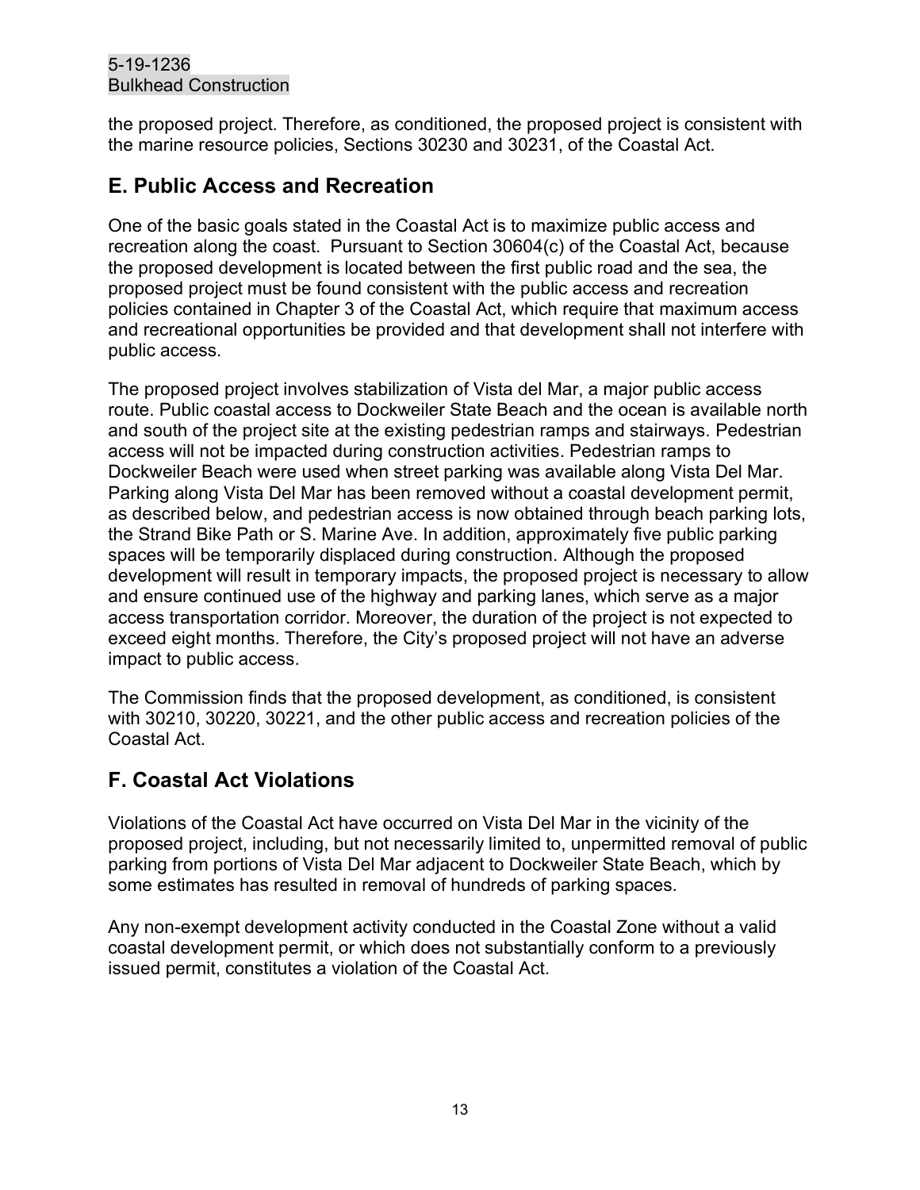the proposed project. Therefore, as conditioned, the proposed project is consistent with the marine resource policies, Sections 30230 and 30231, of the Coastal Act.

## E. Public Access and Recreation

One of the basic goals stated in the Coastal Act is to maximize public access and recreation along the coast. Pursuant to Section 30604(c) of the Coastal Act, because the proposed development is located between the first public road and the sea, the proposed project must be found consistent with the public access and recreation policies contained in Chapter 3 of the Coastal Act, which require that maximum access and recreational opportunities be provided and that development shall not interfere with public access.

The proposed project involves stabilization of Vista del Mar, a major public access route. Public coastal access to Dockweiler State Beach and the ocean is available north and south of the project site at the existing pedestrian ramps and stairways. Pedestrian access will not be impacted during construction activities. Pedestrian ramps to Dockweiler Beach were used when street parking was available along Vista Del Mar. Parking along Vista Del Mar has been removed without a coastal development permit, as described below, and pedestrian access is now obtained through beach parking lots, the Strand Bike Path or S. Marine Ave. In addition, approximately five public parking spaces will be temporarily displaced during construction. Although the proposed development will result in temporary impacts, the proposed project is necessary to allow and ensure continued use of the highway and parking lanes, which serve as a major access transportation corridor. Moreover, the duration of the project is not expected to exceed eight months. Therefore, the City's proposed project will not have an adverse impact to public access.

The Commission finds that the proposed development, as conditioned, is consistent with 30210, 30220, 30221, and the other public access and recreation policies of the Coastal Act.

## F. Coastal Act Violations

Violations of the Coastal Act have occurred on Vista Del Mar in the vicinity of the proposed project, including, but not necessarily limited to, unpermitted removal of public parking from portions of Vista Del Mar adjacent to Dockweiler State Beach, which by some estimates has resulted in removal of hundreds of parking spaces.

Any non-exempt development activity conducted in the Coastal Zone without a valid coastal development permit, or which does not substantially conform to a previously issued permit, constitutes a violation of the Coastal Act.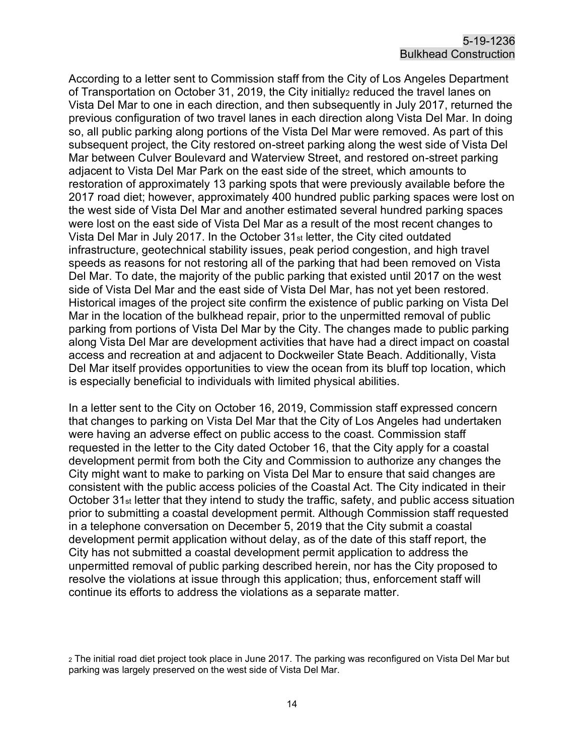According to a letter sent to Commission staff from the City of Los Angeles Department of Transportation on October 31, 2019, the City initially[2] reduced the travel lanes on Vista Del Mar to one in each direction, and then subsequently in July 2017, returned the previous configuration of two travel lanes in each direction along Vista Del Mar. In doing so, all public parking along portions of the Vista Del Mar were removed. As part of this subsequent project, the City restored on-street parking along the west side of Vista Del Mar between Culver Boulevard and Waterview Street, and restored on-street parking adjacent to Vista Del Mar Park on the east side of the street, which amounts to restoration of approximately 13 parking spots that were previously available before the 2017 road diet; however, approximately 400 hundred public parking spaces were lost on the west side of Vista Del Mar and another estimated several hundred parking spaces were lost on the east side of Vista Del Mar as a result of the most recent changes to Vista Del Mar in July 2017. In the October 31st letter, the City cited outdated infrastructure, geotechnical stability issues, peak period congestion, and high travel speeds as reasons for not restoring all of the parking that had been removed on Vista Del Mar. To date, the majority of the public parking that existed until 2017 on the west side of Vista Del Mar and the east side of Vista Del Mar, has not yet been restored. Historical images of the project site confirm the existence of public parking on Vista Del Mar in the location of the bulkhead repair, prior to the unpermitted removal of public parking from portions of Vista Del Mar by the City. The changes made to public parking along Vista Del Mar are development activities that have had a direct impact on coastal access and recreation at and adjacent to Dockweiler State Beach. Additionally, Vista Del Mar itself provides opportunities to view the ocean from its bluff top location, which is especially beneficial to individuals with limited physical abilities.

In a letter sent to the City on October 16, 2019, Commission staff expressed concern that changes to parking on Vista Del Mar that the City of Los Angeles had undertaken were having an adverse effect on public access to the coast. Commission staff requested in the letter to the City dated October 16, that the City apply for a coastal development permit from both the City and Commission to authorize any changes the City might want to make to parking on Vista Del Mar to ensure that said changes are consistent with the public access policies of the Coastal Act. The City indicated in their October 31st letter that they intend to study the traffic, safety, and public access situation prior to submitting a coastal development permit. Although Commission staff requested in a telephone conversation on December 5, 2019 that the City submit a coastal development permit application without delay, as of the date of this staff report, the City has not submitted a coastal development permit application to address the unpermitted removal of public parking described herein, nor has the City proposed to resolve the violations at issue through this application; thus, enforcement staff will continue its efforts to address the violations as a separate matter.

[2] The initial road diet project took place in June 2017. The parking was reconfigured on Vista Del Mar but parking was largely preserved on the west side of Vista Del Mar.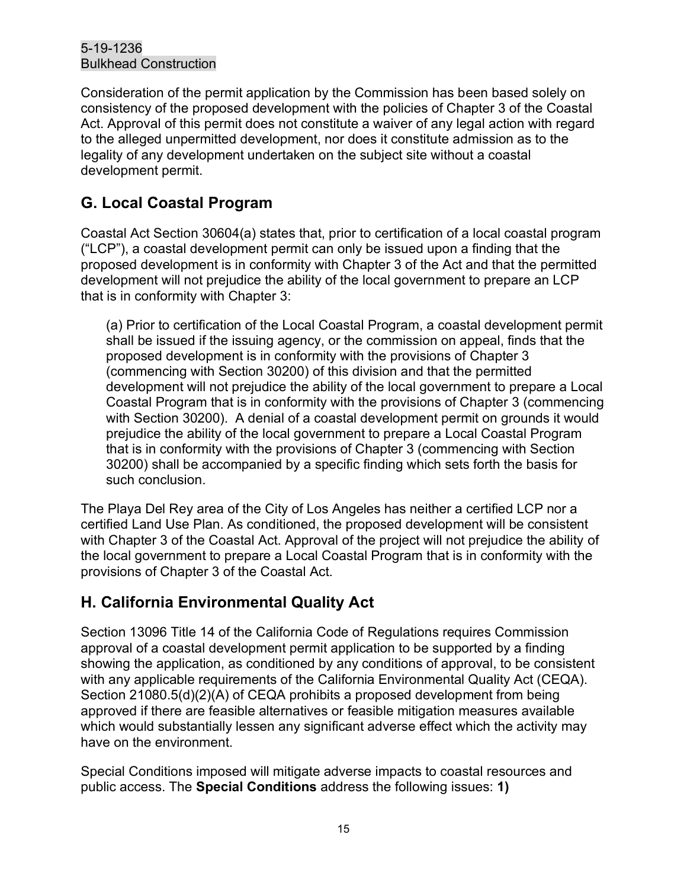Consideration of the permit application by the Commission has been based solely on consistency of the proposed development with the policies of Chapter 3 of the Coastal Act. Approval of this permit does not constitute a waiver of any legal action with regard to the alleged unpermitted development, nor does it constitute admission as to the legality of any development undertaken on the subject site without a coastal development permit.

## G. Local Coastal Program

Coastal Act Section 30604(a) states that, prior to certification of a local coastal program ("LCP"), a coastal development permit can only be issued upon a finding that the proposed development is in conformity with Chapter 3 of the Act and that the permitted development will not prejudice the ability of the local government to prepare an LCP that is in conformity with Chapter 3:

> (a) Prior to certification of the Local Coastal Program, a coastal development permit shall be issued if the issuing agency, or the commission on appeal, finds that the proposed development is in conformity with the provisions of Chapter 3 (commencing with Section 30200) of this division and that the permitted development will not prejudice the ability of the local government to prepare a Local Coastal Program that is in conformity with the provisions of Chapter 3 (commencing with Section 30200). A denial of a coastal development permit on grounds it would prejudice the ability of the local government to prepare a Local Coastal Program that is in conformity with the provisions of Chapter 3 (commencing with Section 30200) shall be accompanied by a specific finding which sets forth the basis for such conclusion.

The Playa Del Rey area of the City of Los Angeles has neither a certified LCP nor a certified Land Use Plan. As conditioned, the proposed development will be consistent with Chapter 3 of the Coastal Act. Approval of the project will not prejudice the ability of the local government to prepare a Local Coastal Program that is in conformity with the provisions of Chapter 3 of the Coastal Act.

## H. California Environmental Quality Act

Section 13096 Title 14 of the California Code of Regulations requires Commission approval of a coastal development permit application to be supported by a finding showing the application, as conditioned by any conditions of approval, to be consistent with any applicable requirements of the California Environmental Quality Act (CEQA). Section 21080.5(d)(2)(A) of CEQA prohibits a proposed development from being approved if there are feasible alternatives or feasible mitigation measures available which would substantially lessen any significant adverse effect which the activity may have on the environment.

Special Conditions imposed will mitigate adverse impacts to coastal resources and public access. The **Special Conditions** address the following issues: **1)**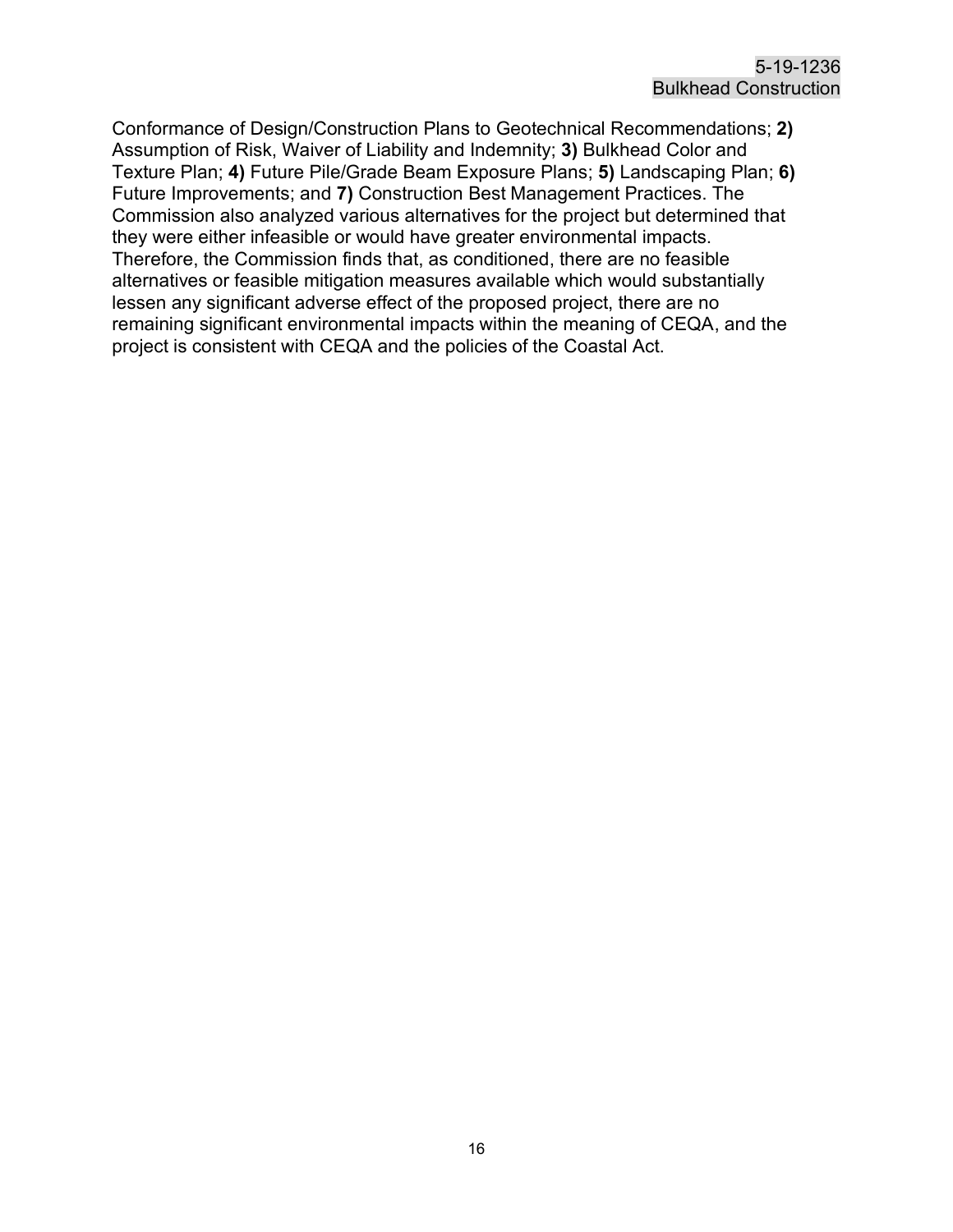Conformance of Design/Construction Plans to Geotechnical Recommendations; **2)** Assumption of Risk, Waiver of Liability and Indemnity; **3)** Bulkhead Color and Texture Plan; **4)** Future Pile/Grade Beam Exposure Plans; **5)** Landscaping Plan; **6)** Future Improvements; and **7)** Construction Best Management Practices. The Commission also analyzed various alternatives for the project but determined that they were either infeasible or would have greater environmental impacts. Therefore, the Commission finds that, as conditioned, there are no feasible alternatives or feasible mitigation measures available which would substantially lessen any significant adverse effect of the proposed project, there are no remaining significant environmental impacts within the meaning of CEQA, and the project is consistent with CEQA and the policies of the Coastal Act.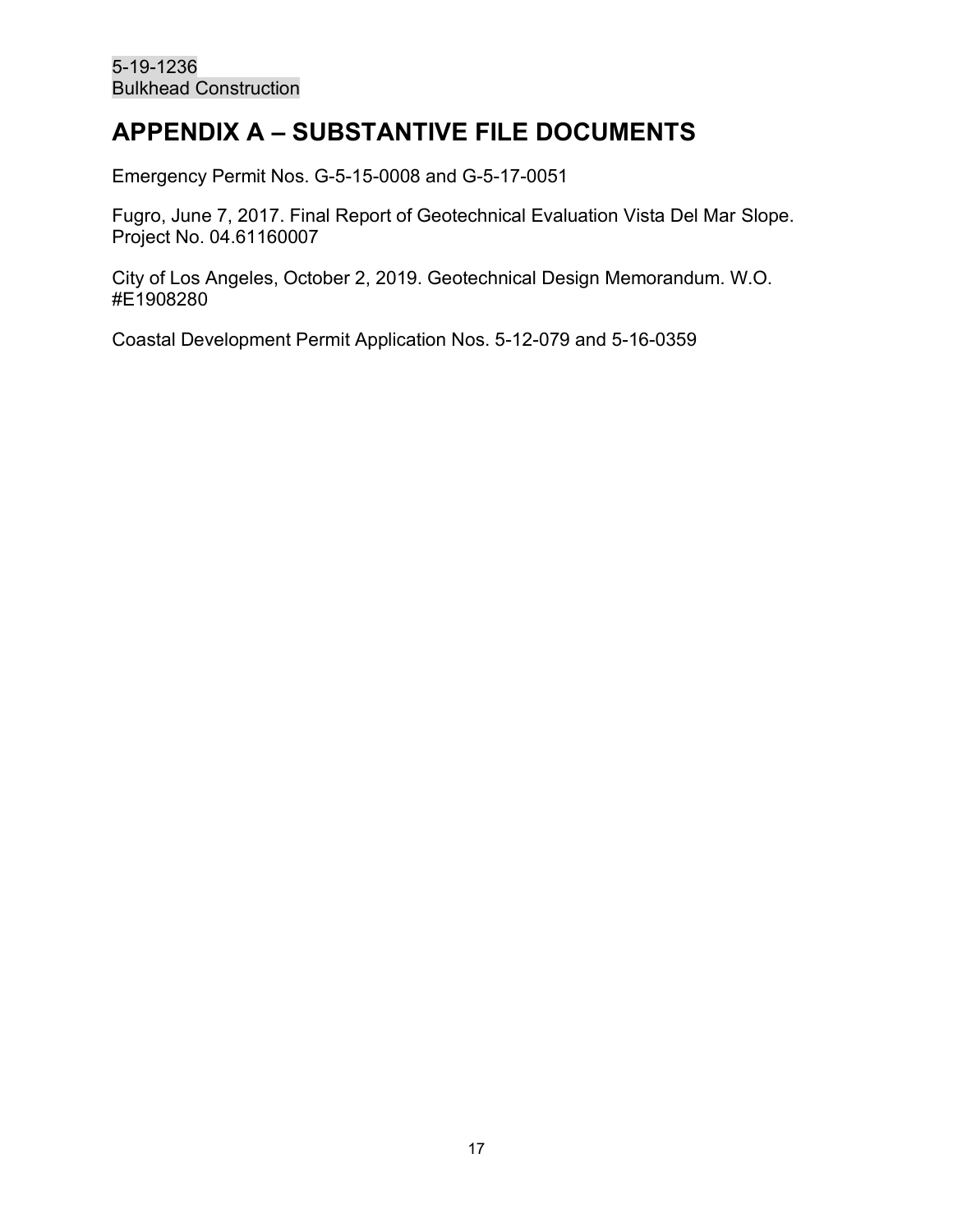# APPENDIX A – SUBSTANTIVE FILE DOCUMENTS

Emergency Permit Nos. G-5-15-0008 and G-5-17-0051

Fugro, June 7, 2017. Final Report of Geotechnical Evaluation Vista Del Mar Slope. Project No. 04.61160007

City of Los Angeles, October 2, 2019. Geotechnical Design Memorandum. W.O. #E1908280

Coastal Development Permit Application Nos. 5-12-079 and 5-16-0359